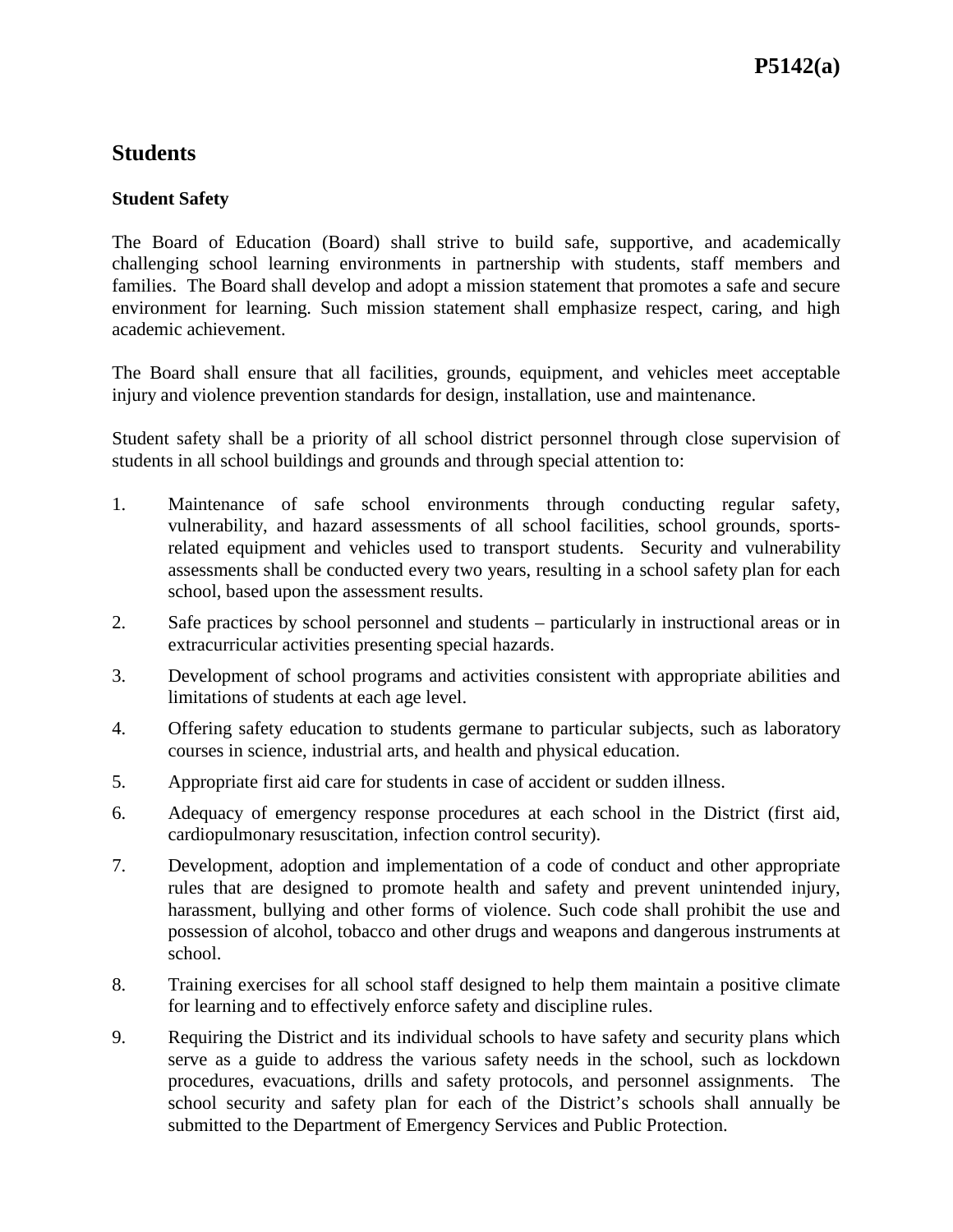P5142(a)

# Students

## Student Safety

The Board of Education (Board) shall strive to build safe, supportive, and academically challenging school learning environments in partnership with students, staff members and families. The Board shall develop and adopt a mission statement that promotes a safe and secure environment for learning. Such mission statement shall emphasize respect, caring, and high academic achievement.

The Board shall ensure that all facilities, grounds, equipment, and vehicles meet acceptable injury and violence prevention standards for design, installation, use and maintenance.

Student safety shall be a priority of all school district personnel through close supervision of students in all school buildings and grounds and through special attention to:

1. Maintenance of safe school environments through conducting regular safety, vulnerability, and hazard assessments of all school facilities, school grounds, sports-related equipment and vehicles used to transport students. Security and vulnerability assessments shall be conducted every two years, resulting in a school safety plan for each school, based upon the assessment results.
2. Safe practices by school personnel and students – particularly in instructional areas or in extracurricular activities presenting special hazards.
3. Development of school programs and activities consistent with appropriate abilities and limitations of students at each age level.
4. Offering safety education to students germane to particular subjects, such as laboratory courses in science, industrial arts, and health and physical education.
5. Appropriate first aid care for students in case of accident or sudden illness.
6. Adequacy of emergency response procedures at each school in the District (first aid, cardiopulmonary resuscitation, infection control security).
7. Development, adoption and implementation of a code of conduct and other appropriate rules that are designed to promote health and safety and prevent unintended injury, harassment, bullying and other forms of violence. Such code shall prohibit the use and possession of alcohol, tobacco and other drugs and weapons and dangerous instruments at school.
8. Training exercises for all school staff designed to help them maintain a positive climate for learning and to effectively enforce safety and discipline rules.
9. Requiring the District and its individual schools to have safety and security plans which serve as a guide to address the various safety needs in the school, such as lockdown procedures, evacuations, drills and safety protocols, and personnel assignments. The school security and safety plan for each of the District's schools shall annually be submitted to the Department of Emergency Services and Public Protection.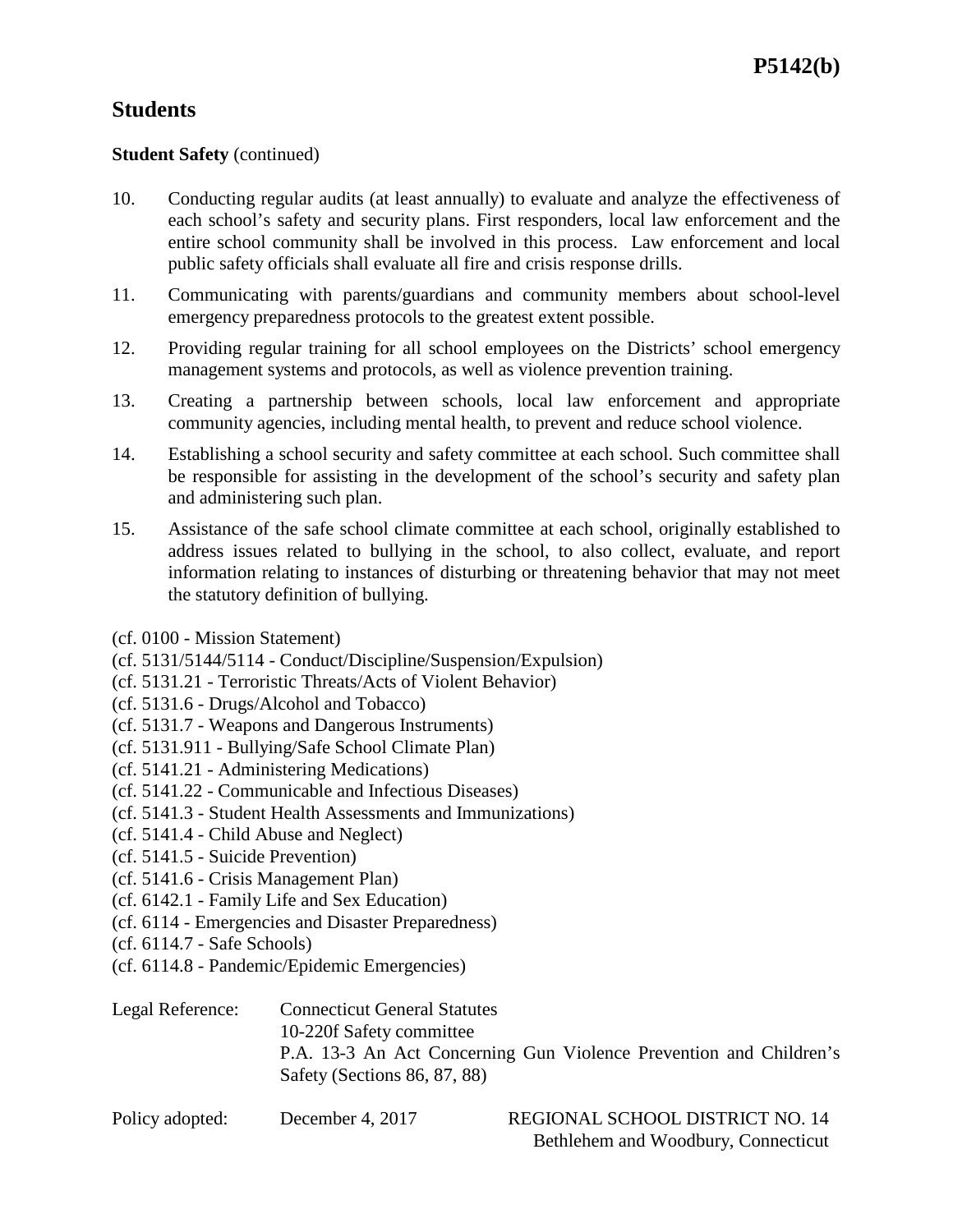## Students

**Student Safety** (continued)

10. Conducting regular audits (at least annually) to evaluate and analyze the effectiveness of each school's safety and security plans. First responders, local law enforcement and the entire school community shall be involved in this process. Law enforcement and local public safety officials shall evaluate all fire and crisis response drills.
11. Communicating with parents/guardians and community members about school-level emergency preparedness protocols to the greatest extent possible.
12. Providing regular training for all school employees on the Districts' school emergency management systems and protocols, as well as violence prevention training.
13. Creating a partnership between schools, local law enforcement and appropriate community agencies, including mental health, to prevent and reduce school violence.
14. Establishing a school security and safety committee at each school. Such committee shall be responsible for assisting in the development of the school's security and safety plan and administering such plan.
15. Assistance of the safe school climate committee at each school, originally established to address issues related to bullying in the school, to also collect, evaluate, and report information relating to instances of disturbing or threatening behavior that may not meet the statutory definition of bullying.

(cf. 0100 - Mission Statement)
(cf. 5131/5144/5114 - Conduct/Discipline/Suspension/Expulsion)
(cf. 5131.21 - Terroristic Threats/Acts of Violent Behavior)
(cf. 5131.6 - Drugs/Alcohol and Tobacco)
(cf. 5131.7 - Weapons and Dangerous Instruments)
(cf. 5131.911 - Bullying/Safe School Climate Plan)
(cf. 5141.21 - Administering Medications)
(cf. 5141.22 - Communicable and Infectious Diseases)
(cf. 5141.3 - Student Health Assessments and Immunizations)
(cf. 5141.4 - Child Abuse and Neglect)
(cf. 5141.5 - Suicide Prevention)
(cf. 5141.6 - Crisis Management Plan)
(cf. 6142.1 - Family Life and Sex Education)
(cf. 6114 - Emergencies and Disaster Preparedness)
(cf. 6114.7 - Safe Schools)
(cf. 6114.8 - Pandemic/Epidemic Emergencies)

Legal Reference: Connecticut General Statutes
10-220f Safety committee
P.A. 13-3 An Act Concerning Gun Violence Prevention and Children's Safety (Sections 86, 87, 88)

Policy adopted: December 4, 2017

REGIONAL SCHOOL DISTRICT NO. 14
Bethlehem and Woodbury, Connecticut